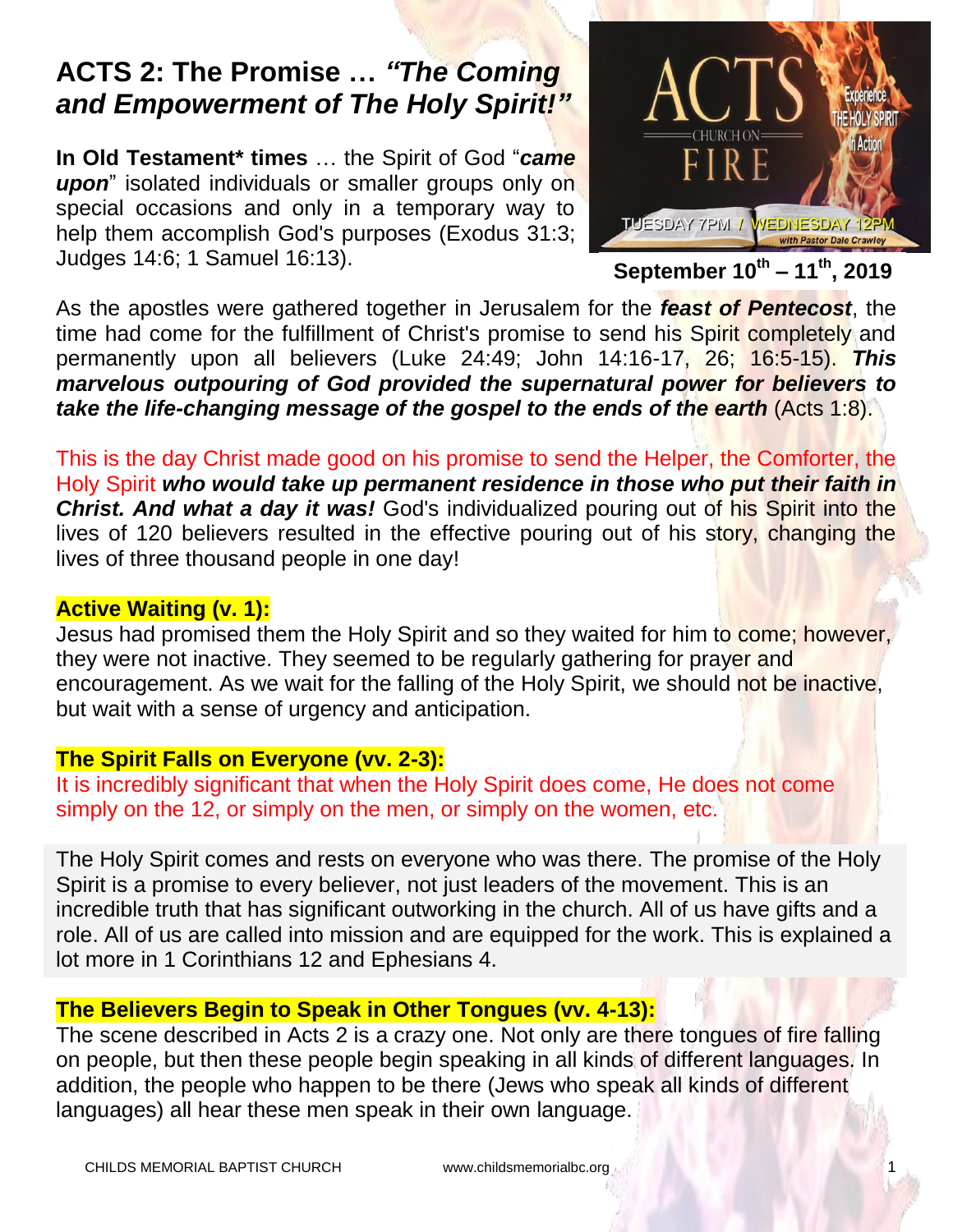# ACTS 2: The Promise … *"The Coming and Empowerment of The Holy Spirit!"*

**In Old Testament* times** … the Spirit of God "***came upon***" isolated individuals or smaller groups only on special occasions and only in a temporary way to help them accomplish God's purposes (Exodus 31:3; Judges 14:6; 1 Samuel 16:13).

**September 10th – 11th, 2019**

As the apostles were gathered together in Jerusalem for the ***feast of Pentecost***, the time had come for the fulfillment of Christ's promise to send his Spirit completely and permanently upon all believers (Luke 24:49; John 14:16-17, 26; 16:5-15). ***This marvelous outpouring of God provided the supernatural power for believers to take the life-changing message of the gospel to the ends of the earth*** (Acts 1:8).

This is the day Christ made good on his promise to send the Helper, the Comforter, the Holy Spirit ***who would take up permanent residence in those who put their faith in Christ. And what a day it was!*** God's individualized pouring out of his Spirit into the lives of 120 believers resulted in the effective pouring out of his story, changing the lives of three thousand people in one day!

**Active Waiting (v. 1):**

Jesus had promised them the Holy Spirit and so they waited for him to come; however, they were not inactive. They seemed to be regularly gathering for prayer and encouragement. As we wait for the falling of the Holy Spirit, we should not be inactive, but wait with a sense of urgency and anticipation.

**The Spirit Falls on Everyone (vv. 2-3):**

It is incredibly significant that when the Holy Spirit does come, He does not come simply on the 12, or simply on the men, or simply on the women, etc.

The Holy Spirit comes and rests on everyone who was there. The promise of the Holy Spirit is a promise to every believer, not just leaders of the movement. This is an incredible truth that has significant outworking in the church. All of us have gifts and a role. All of us are called into mission and are equipped for the work. This is explained a lot more in 1 Corinthians 12 and Ephesians 4.

**The Believers Begin to Speak in Other Tongues (vv. 4-13):**

The scene described in Acts 2 is a crazy one. Not only are there tongues of fire falling on people, but then these people begin speaking in all kinds of different languages. In addition, the people who happen to be there (Jews who speak all kinds of different languages) all hear these men speak in their own language.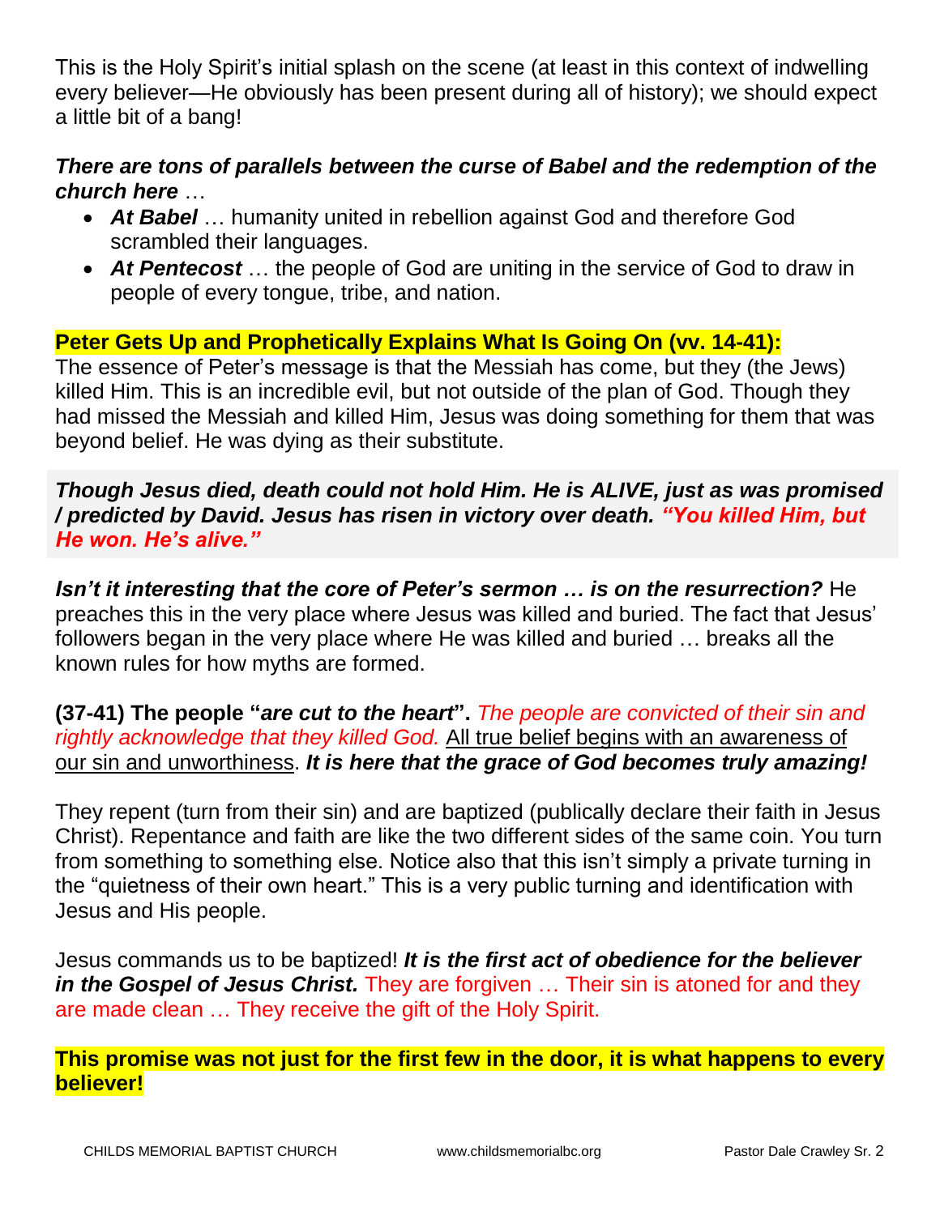This is the Holy Spirit's initial splash on the scene (at least in this context of indwelling every believer—He obviously has been present during all of history); we should expect a little bit of a bang!

***There are tons of parallels between the curse of Babel and the redemption of the church here*** …

- ***At Babel*** … humanity united in rebellion against God and therefore God scrambled their languages.
- ***At Pentecost*** … the people of God are uniting in the service of God to draw in people of every tongue, tribe, and nation.

**Peter Gets Up and Prophetically Explains What Is Going On (vv. 14-41):**

The essence of Peter's message is that the Messiah has come, but they (the Jews) killed Him. This is an incredible evil, but not outside of the plan of God. Though they had missed the Messiah and killed Him, Jesus was doing something for them that was beyond belief. He was dying as their substitute.

***Though Jesus died, death could not hold Him. He is ALIVE, just as was promised / predicted by David. Jesus has risen in victory over death. "You killed Him, but He won. He's alive."***

***Isn't it interesting that the core of Peter's sermon … is on the resurrection?*** He preaches this in the very place where Jesus was killed and buried. The fact that Jesus' followers began in the very place where He was killed and buried … breaks all the known rules for how myths are formed.

**(37-41) The people "*are cut to the heart*".** *The people are convicted of their sin and rightly acknowledge that they killed God.* All true belief begins with an awareness of our sin and unworthiness. ***It is here that the grace of God becomes truly amazing!***

They repent (turn from their sin) and are baptized (publically declare their faith in Jesus Christ). Repentance and faith are like the two different sides of the same coin. You turn from something to something else. Notice also that this isn't simply a private turning in the "quietness of their own heart." This is a very public turning and identification with Jesus and His people.

Jesus commands us to be baptized! ***It is the first act of obedience for the believer in the Gospel of Jesus Christ.*** They are forgiven … Their sin is atoned for and they are made clean … They receive the gift of the Holy Spirit.

**This promise was not just for the first few in the door, it is what happens to every believer!**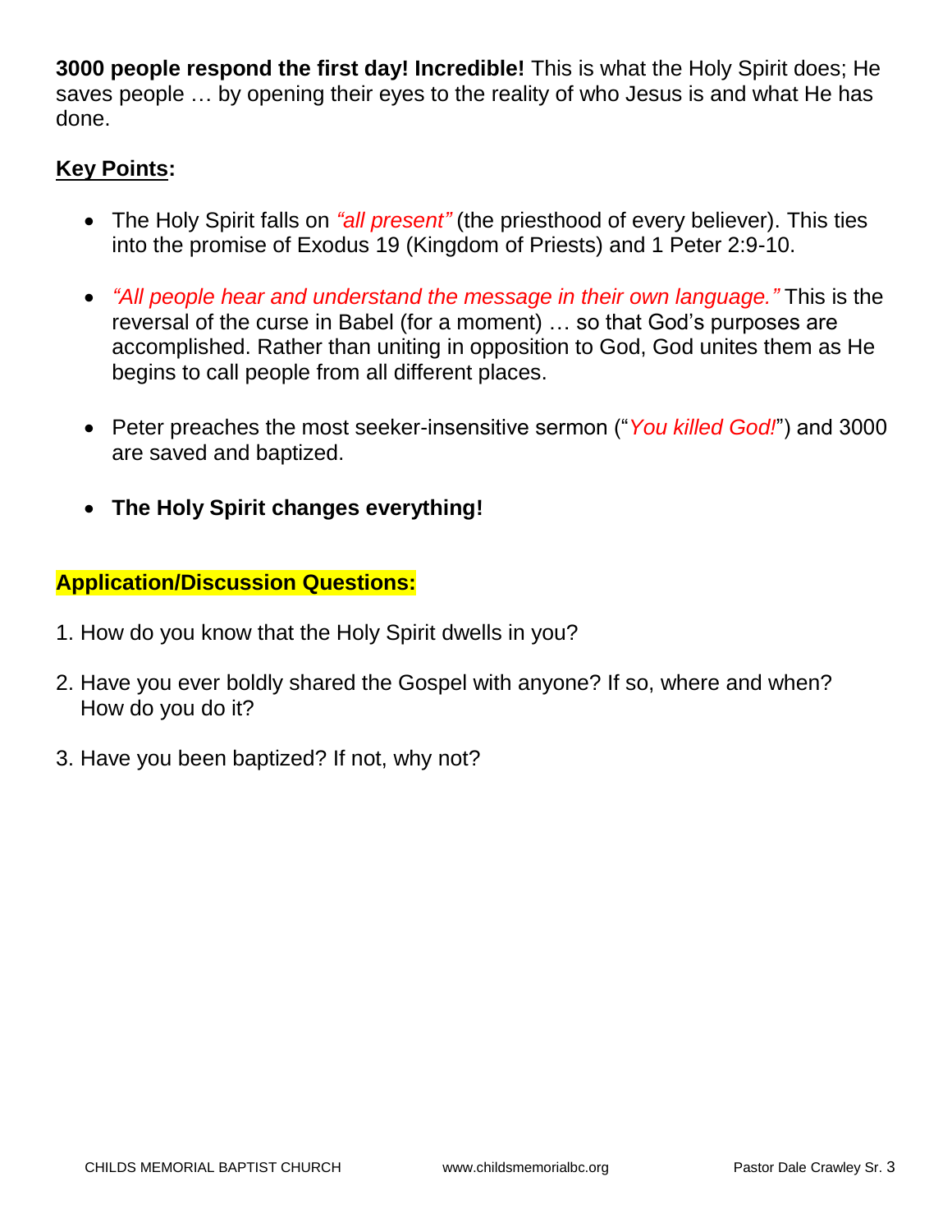**3000 people respond the first day! Incredible!** This is what the Holy Spirit does; He saves people … by opening their eyes to the reality of who Jesus is and what He has done.

**Key Points:**

- The Holy Spirit falls on *"all present"* (the priesthood of every believer). This ties into the promise of Exodus 19 (Kingdom of Priests) and 1 Peter 2:9-10.
- *"All people hear and understand the message in their own language."* This is the reversal of the curse in Babel (for a moment) … so that God's purposes are accomplished. Rather than uniting in opposition to God, God unites them as He begins to call people from all different places.
- Peter preaches the most seeker-insensitive sermon ("*You killed God!*") and 3000 are saved and baptized.
- **The Holy Spirit changes everything!**

**Application/Discussion Questions:**

1. How do you know that the Holy Spirit dwells in you?
2. Have you ever boldly shared the Gospel with anyone? If so, where and when? How do you do it?
3. Have you been baptized? If not, why not?